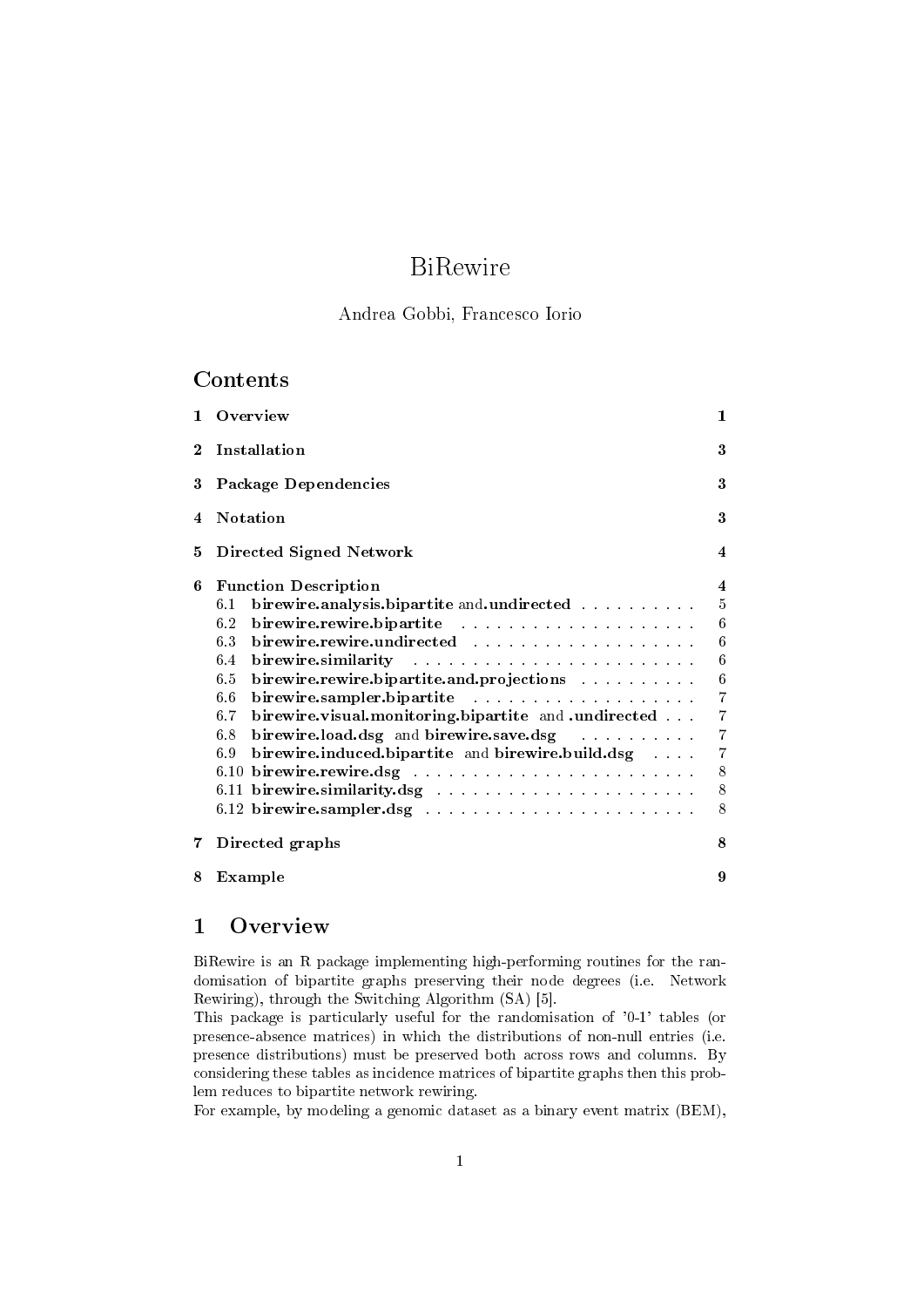# BiRewire

Andrea Gobbi, Francesco Iorio

## Contents

| | | |
|---|---|---|
| **1** | **Overview** | **1** |
| **2** | **Installation** | **3** |
| **3** | **Package Dependencies** | **3** |
| **4** | **Notation** | **3** |
| **5** | **Directed Signed Network** | **4** |
| **6** | **Function Description** | **4** |
| 6.1 | **birewire.analysis.bipartite** and **.undirected** | 5 |
| 6.2 | **birewire.rewire.bipartite** | 6 |
| 6.3 | **birewire.rewire.undirected** | 6 |
| 6.4 | **birewire.similarity** | 6 |
| 6.5 | **birewire.rewire.bipartite.and.projections** | 6 |
| 6.6 | **birewire.sampler.bipartite** | 7 |
| 6.7 | **birewire.visual.monitoring.bipartite** and **.undirected** | 7 |
| 6.8 | **birewire.load.dsg** and **birewire.save.dsg** | 7 |
| 6.9 | **birewire.induced.bipartite** and **birewire.build.dsg** | 7 |
| 6.10 | **birewire.rewire.dsg** | 8 |
| 6.11 | **birewire.similarity.dsg** | 8 |
| 6.12 | **birewire.sampler.dsg** | 8 |
| **7** | **Directed graphs** | **8** |
| **8** | **Example** | **9** |

## 1 Overview

BiRewire is an R package implementing high-performing routines for the randomisation of bipartite graphs preserving their node degrees (i.e. Network Rewiring), through the Switching Algorithm (SA) [5].

This package is particularly useful for the randomisation of '0-1' tables (or presence-absence matrices) in which the distributions of non-null entries (i.e. presence distributions) must be preserved both across rows and columns. By considering these tables as incidence matrices of bipartite graphs then this problem reduces to bipartite network rewiring.

For example, by modeling a genomic dataset as a binary event matrix (BEM),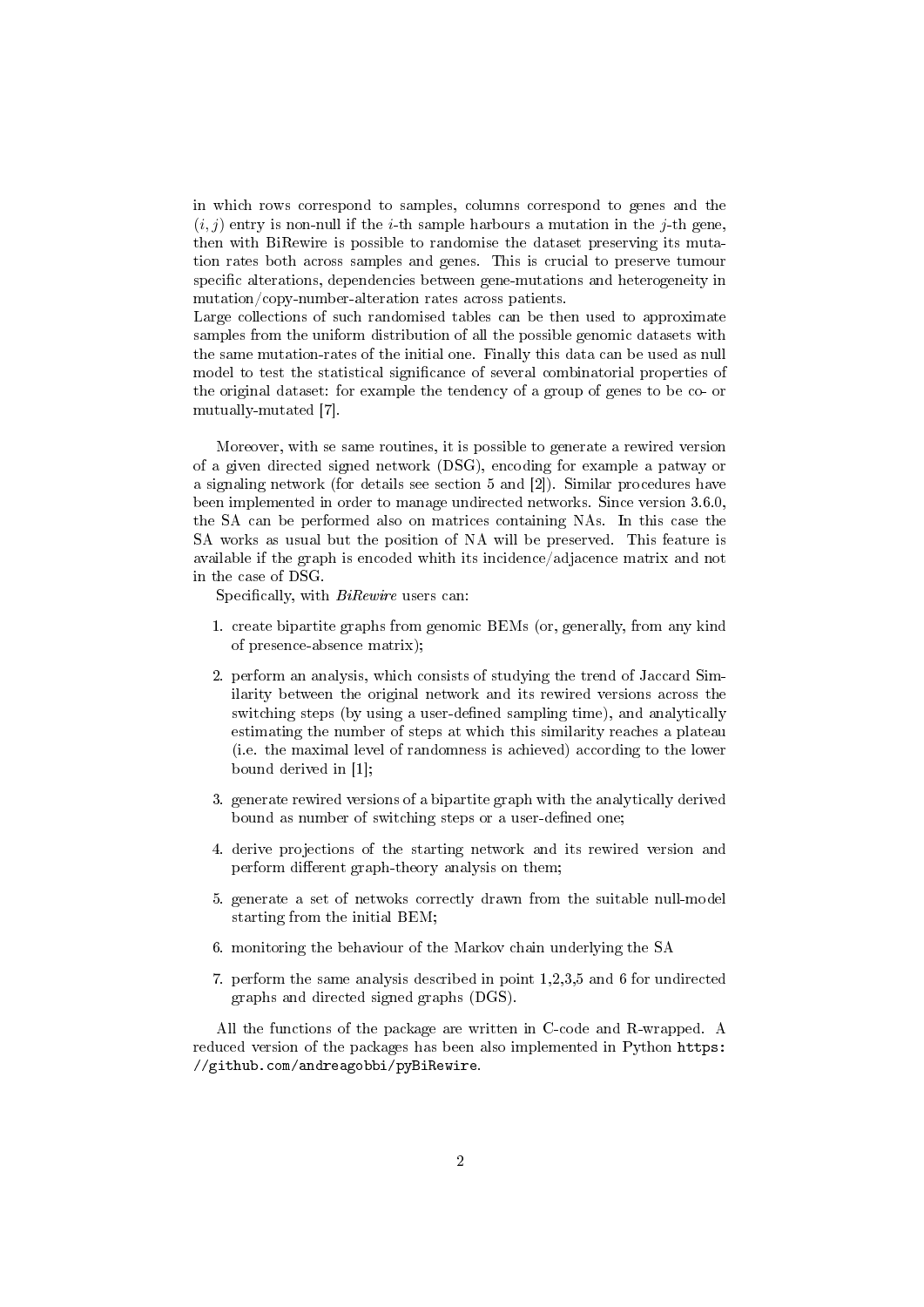in which rows correspond to samples, columns correspond to genes and the $(i, j)$ entry is non-null if the $i$-th sample harbours a mutation in the $j$-th gene, then with BiRewire is possible to randomise the dataset preserving its mutation rates both across samples and genes. This is crucial to preserve tumour specific alterations, dependencies between gene-mutations and heterogeneity in mutation/copy-number-alteration rates across patients.
Large collections of such randomised tables can be then used to approximate samples from the uniform distribution of all the possible genomic datasets with the same mutation-rates of the initial one. Finally this data can be used as null model to test the statistical significance of several combinatorial properties of the original dataset: for example the tendency of a group of genes to be co- or mutually-mutated [7].

Moreover, with se same routines, it is possible to generate a rewired version of a given directed signed network (DSG), encoding for example a patway or a signaling network (for details see section 5 and [2]). Similar procedures have been implemented in order to manage undirected networks. Since version 3.6.0, the SA can be performed also on matrices containing NAs. In this case the SA works as usual but the position of NA will be preserved. This feature is available if the graph is encoded whith its incidence/adjacence matrix and not in the case of DSG.

Specifically, with *BiRewire* users can:

1. create bipartite graphs from genomic BEMs (or, generally, from any kind of presence-absence matrix);
2. perform an analysis, which consists of studying the trend of Jaccard Similarity between the original network and its rewired versions across the switching steps (by using a user-defined sampling time), and analytically estimating the number of steps at which this similarity reaches a plateau (i.e. the maximal level of randomness is achieved) according to the lower bound derived in [1];
3. generate rewired versions of a bipartite graph with the analytically derived bound as number of switching steps or a user-defined one;
4. derive projections of the starting network and its rewired version and perform different graph-theory analysis on them;
5. generate a set of netwoks correctly drawn from the suitable null-model starting from the initial BEM;
6. monitoring the behaviour of the Markov chain underlying the SA
7. perform the same analysis described in point 1,2,3,5 and 6 for undirected graphs and directed signed graphs (DGS).

All the functions of the package are written in C-code and R-wrapped. A reduced version of the packages has been also implemented in Python `https://github.com/andreagobbi/pyBiRewire`.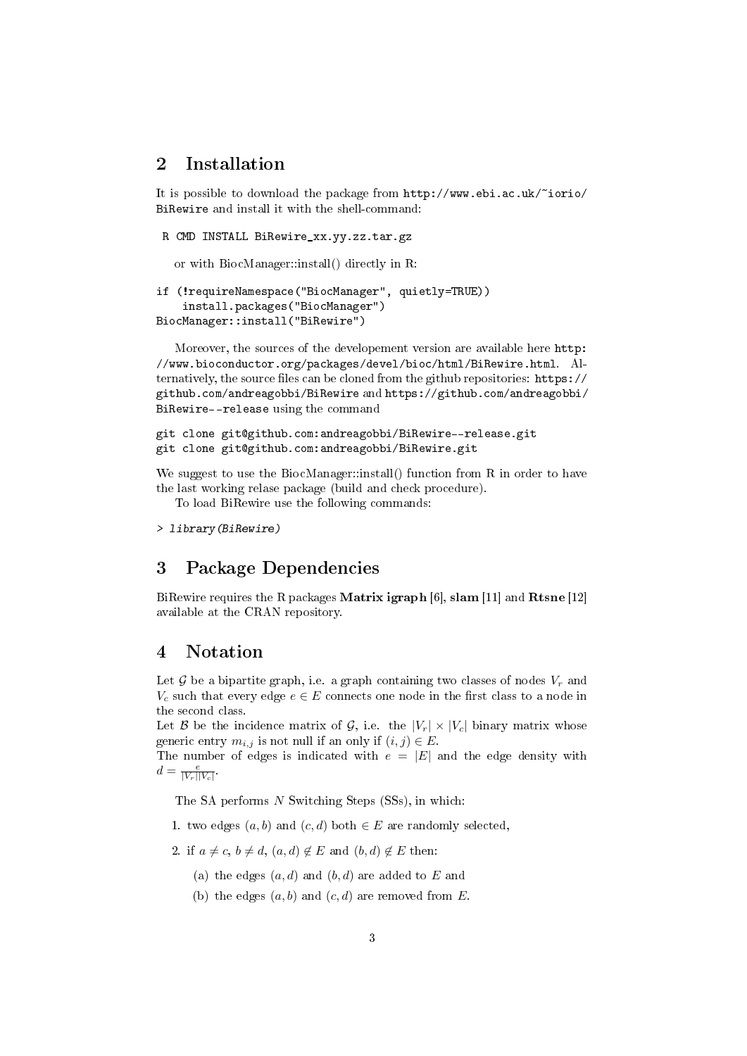## 2 Installation

It is possible to download the package from `http://www.ebi.ac.uk/~iorio/BiRewire` and install it with the shell-command:

```
R CMD INSTALL BiRewire_xx.yy.zz.tar.gz
```

or with BiocManager::install() directly in R:

```
if (!requireNamespace("BiocManager", quietly=TRUE))
    install.packages("BiocManager")
BiocManager::install("BiRewire")
```

Moreover, the sources of the developement version are available here `http://www.bioconductor.org/packages/devel/bioc/html/BiRewire.html`. Alternatively, the source files can be cloned from the github repositories: `https://github.com/andreagobbi/BiRewire` and `https://github.com/andreagobbi/BiRewire--release` using the command

```
git clone git@github.com:andreagobbi/BiRewire--release.git
git clone git@github.com:andreagobbi/BiRewire.git
```

We suggest to use the BiocManager::install() function from R in order to have the last working relase package (build and check procedure).

To load BiRewire use the following commands:

```
> library(BiRewire)
```

## 3 Package Dependencies

BiRewire requires the R packages **Matrix igraph** [6], **slam** [11] and **Rtsne** [12] available at the CRAN repository.

## 4 Notation

Let $\mathcal{G}$ be a bipartite graph, i.e. a graph containing two classes of nodes $V_r$ and $V_c$ such that every edge $e \in E$ connects one node in the first class to a node in the second class.
Let $\mathcal{B}$ be the incidence matrix of $\mathcal{G}$, i.e. the $|V_r| \times |V_c|$ binary matrix whose generic entry $m_{i,j}$ is not null if an only if $(i, j) \in E$.
The number of edges is indicated with $e = |E|$ and the edge density with $d = \frac{e}{|V_r||V_c|}$.

The SA performs $N$ Switching Steps (SSs), in which:

1. two edges $(a, b)$ and $(c, d)$ both $\in E$ are randomly selected,
2. if $a \neq c$, $b \neq d$, $(a, d) \notin E$ and $(b, d) \notin E$ then:
   (a) the edges $(a, d)$ and $(b, d)$ are added to $E$ and
   (b) the edges $(a, b)$ and $(c, d)$ are removed from $E$.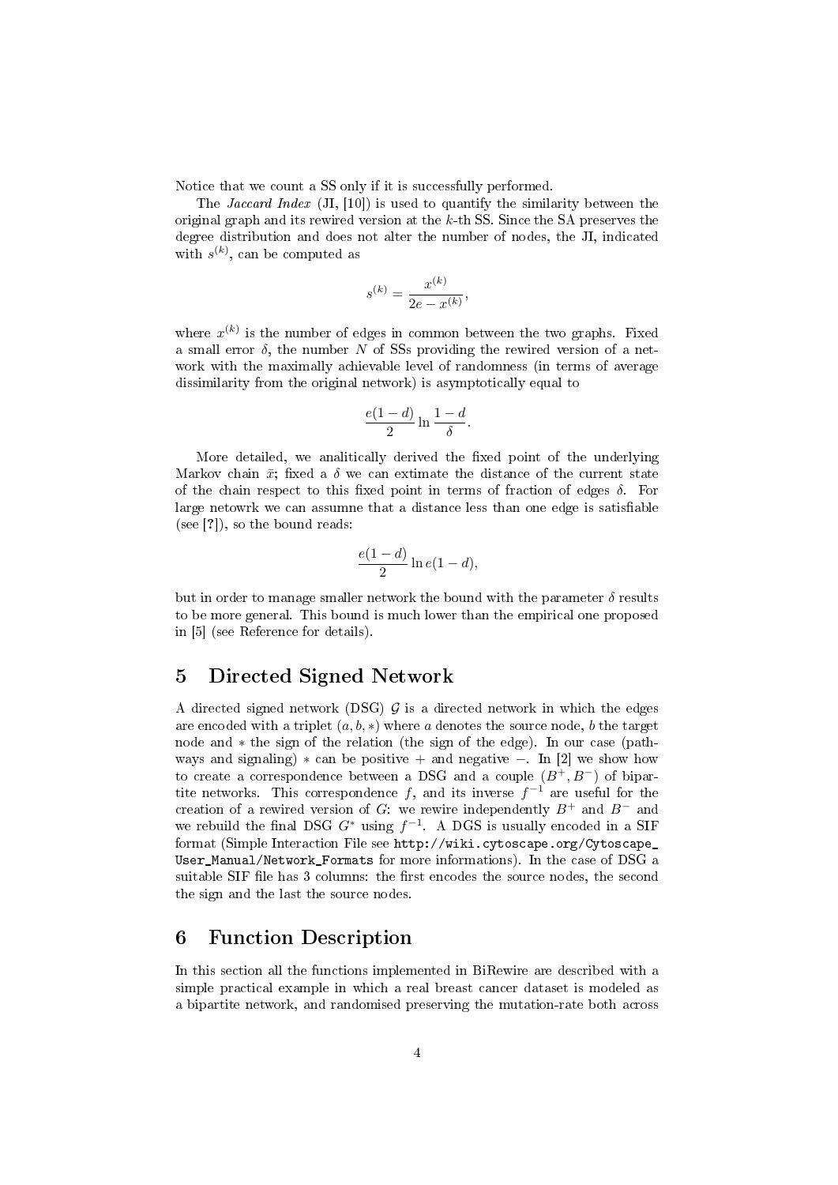Notice that we count a SS only if it is successfully performed.

The *Jaccard Index* (JI, [10]) is used to quantify the similarity between the original graph and its rewired version at the $k$-th SS. Since the SA preserves the degree distribution and does not alter the number of nodes, the JI, indicated with $s^{(k)}$, can be computed as

$$s^{(k)} = \frac{x^{(k)}}{2e - x^{(k)}},$$

where $x^{(k)}$ is the number of edges in common between the two graphs. Fixed a small error $\delta$, the number $N$ of SSs providing the rewired version of a network with the maximally achievable level of randomness (in terms of average dissimilarity from the original network) is asymptotically equal to

$$\frac{e(1-d)}{2} \ln \frac{1-d}{\delta}.$$

More detailed, we analitically derived the fixed point of the underlying Markov chain $\bar{x}$; fixed a $\delta$ we can extimate the distance of the current state of the chain respect to this fixed point in terms of fraction of edges $\delta$. For large netowrk we can assumne that a distance less than one edge is satisfiable (see [?]), so the bound reads:

$$\frac{e(1-d)}{2} \ln e(1-d),$$

but in order to manage smaller network the bound with the parameter $\delta$ results to be more general. This bound is much lower than the empirical one proposed in [5] (see Reference for details).

# 5 Directed Signed Network

A directed signed network (DSG) $\mathcal{G}$ is a directed network in which the edges are encoded with a triplet $(a, b, *)$ where $a$ denotes the source node, $b$ the target node and $*$ the sign of the relation (the sign of the edge). In our case (pathways and signaling) $*$ can be positive $+$ and negative $-$. In [2] we show how to create a correspondence between a DSG and a couple $(B^+, B^-)$ of bipartite networks. This correspondence $f$, and its inverse $f^{-1}$ are useful for the creation of a rewired version of $G$: we rewire independently $B^+$ and $B^-$ and we rebuild the final DSG $G^*$ using $f^{-1}$. A DGS is usually encoded in a SIF format (Simple Interaction File see `http://wiki.cytoscape.org/Cytoscape_User_Manual/Network_Formats` for more informations). In the case of DSG a suitable SIF file has 3 columns: the first encodes the source nodes, the second the sign and the last the source nodes.

# 6 Function Description

In this section all the functions implemented in BiRewire are described with a simple practical example in which a real breast cancer dataset is modeled as a bipartite network, and randomised preserving the mutation-rate both across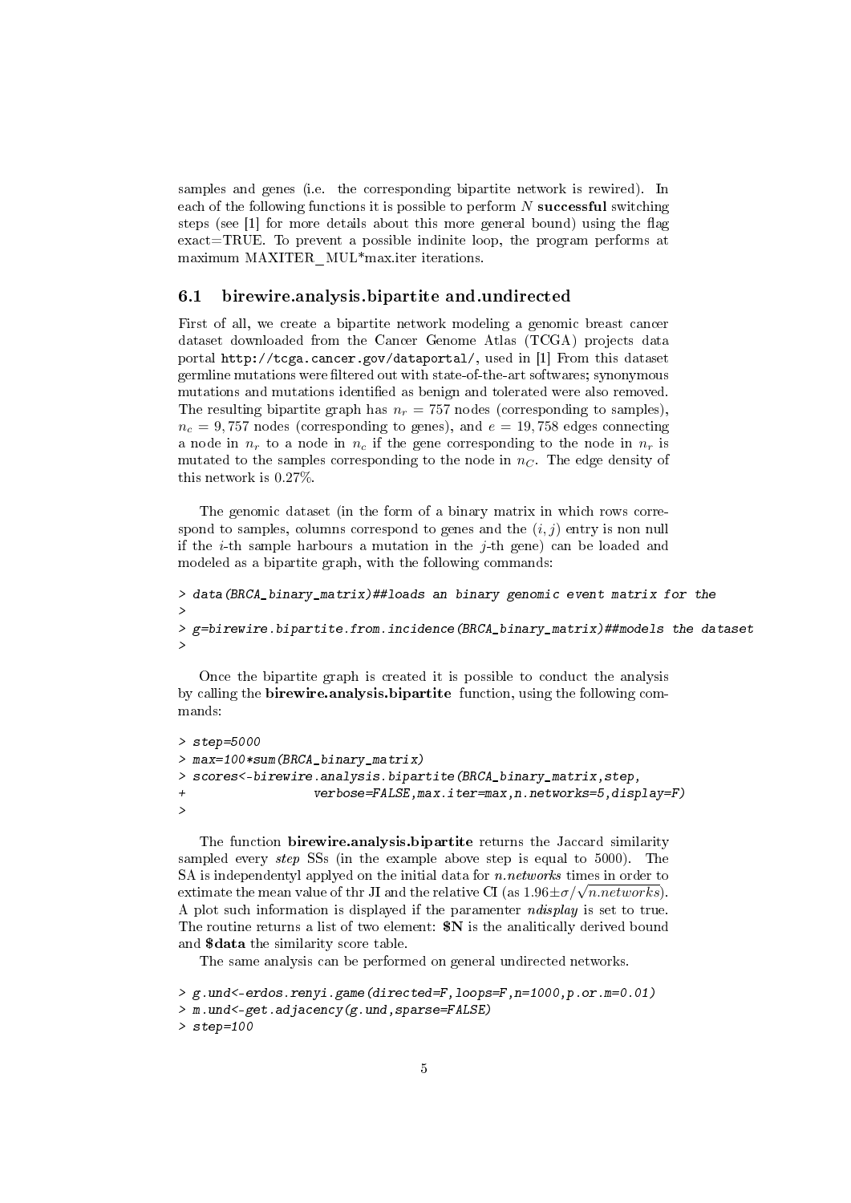samples and genes (i.e. the corresponding bipartite network is rewired). In each of the following functions it is possible to perform $N$ **successful** switching steps (see [1] for more details about this more general bound) using the flag exact=TRUE. To prevent a possible indinite loop, the program performs at maximum MAXITER_MUL*max.iter iterations.

### 6.1 birewire.analysis.bipartite and.undirected

First of all, we create a bipartite network modeling a genomic breast cancer dataset downloaded from the Cancer Genome Atlas (TCGA) projects data portal `http://tcga.cancer.gov/dataportal/`, used in [1] From this dataset germline mutations were filtered out with state-of-the-art softwares; synonymous mutations and mutations identified as benign and tolerated were also removed. The resulting bipartite graph has $n_r = 757$ nodes (corresponding to samples), $n_c = 9,757$ nodes (corresponding to genes), and $e = 19,758$ edges connecting a node in $n_r$ to a node in $n_c$ if the gene corresponding to the node in $n_r$ is mutated to the samples corresponding to the node in $n_C$. The edge density of this network is 0.27%.

The genomic dataset (in the form of a binary matrix in which rows correspond to samples, columns correspond to genes and the $(i, j)$ entry is non null if the $i$-th sample harbours a mutation in the $j$-th gene) can be loaded and modeled as a bipartite graph, with the following commands:

```
> data(BRCA_binary_matrix)##loads an binary genomic event matrix for the
>
> g=birewire.bipartite.from.incidence(BRCA_binary_matrix)##models the dataset
>
```

Once the bipartite graph is created it is possible to conduct the analysis by calling the **birewire.analysis.bipartite** function, using the following commands:

```
> step=5000
> max=100*sum(BRCA_binary_matrix)
> scores<-birewire.analysis.bipartite(BRCA_binary_matrix,step,
+                  verbose=FALSE,max.iter=max,n.networks=5,display=F)
>
```

The function **birewire.analysis.bipartite** returns the Jaccard similarity sampled every *step* SSs (in the example above step is equal to 5000). The SA is independentyl applyed on the initial data for *n.networks* times in order to extimate the mean value of thr JI and the relative CI (as $1.96 \pm \sigma/\sqrt{n.networks}$). A plot such information is displayed if the paramenter *ndisplay* is set to true. The routine returns a list of two element: **$N** is the analitically derived bound and **$data** the similarity score table.

The same analysis can be performed on general undirected networks.

```
> g.und<-erdos.renyi.game(directed=F,loops=F,n=1000,p.or.m=0.01)
> m.und<-get.adjacency(g.und,sparse=FALSE)
> step=100
```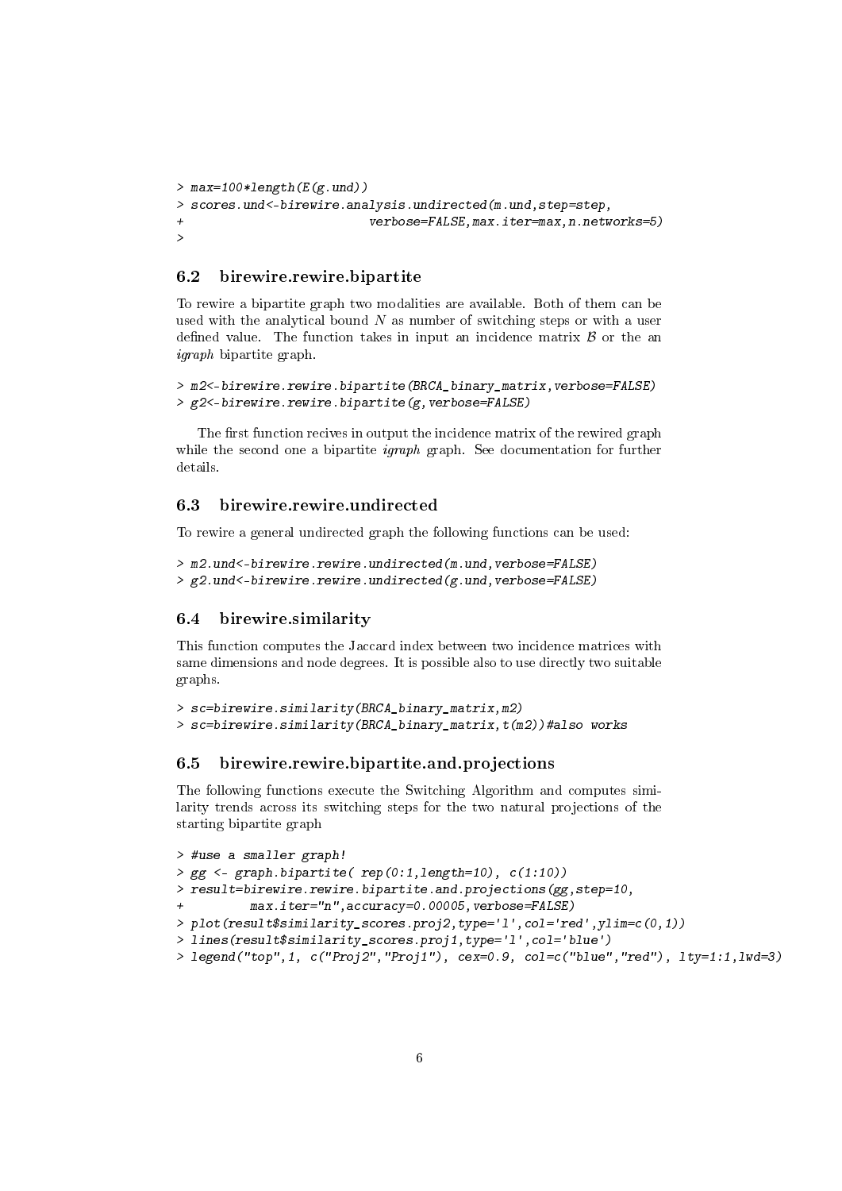```
> max=100*length(E(g.und))
> scores.und<-birewire.analysis.undirected(m.und,step=step,
+                          verbose=FALSE,max.iter=max,n.networks=5)
>
```

### 6.2 birewire.rewire.bipartite

To rewire a bipartite graph two modalities are available. Both of them can be used with the analytical bound $N$ as number of switching steps or with a user defined value. The function takes in input an incidence matrix $\mathcal{B}$ or the an *igraph* bipartite graph.

```
> m2<-birewire.rewire.bipartite(BRCA_binary_matrix,verbose=FALSE)
> g2<-birewire.rewire.bipartite(g,verbose=FALSE)
```

The first function recives in output the incidence matrix of the rewired graph while the second one a bipartite *igraph* graph. See documentation for further details.

### 6.3 birewire.rewire.undirected

To rewire a general undirected graph the following functions can be used:

```
> m2.und<-birewire.rewire.undirected(m.und,verbose=FALSE)
> g2.und<-birewire.rewire.undirected(g.und,verbose=FALSE)
```

### 6.4 birewire.similarity

This function computes the Jaccard index between two incidence matrices with same dimensions and node degrees. It is possible also to use directly two suitable graphs.

```
> sc=birewire.similarity(BRCA_binary_matrix,m2)
> sc=birewire.similarity(BRCA_binary_matrix,t(m2))#also works
```

### 6.5 birewire.rewire.bipartite.and.projections

The following functions execute the Switching Algorithm and computes similarity trends across its switching steps for the two natural projections of the starting bipartite graph

```
> #use a smaller graph!
> gg <- graph.bipartite( rep(0:1,length=10), c(1:10))
> result=birewire.rewire.bipartite.and.projections(gg,step=10,
+         max.iter="n",accuracy=0.00005,verbose=FALSE)
> plot(result$similarity_scores.proj2,type='l',col='red',ylim=c(0,1))
> lines(result$similarity_scores.proj1,type='l',col='blue')
> legend("top",1, c("Proj2","Proj1"), cex=0.9, col=c("blue","red"), lty=1:1,lwd=3)
```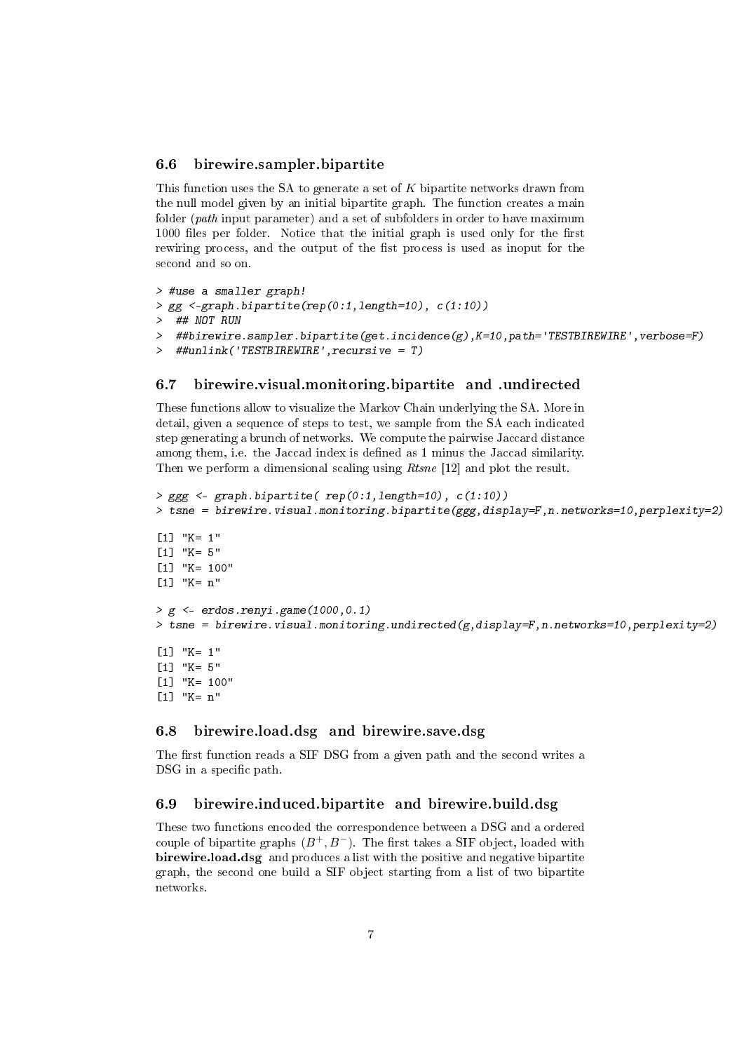### 6.6 birewire.sampler.bipartite

This function uses the SA to generate a set of $K$ bipartite networks drawn from the null model given by an initial bipartite graph. The function creates a main folder (*path* input parameter) and a set of subfolders in order to have maximum 1000 files per folder. Notice that the initial graph is used only for the first rewiring process, and the output of the fist process is used as inoput for the second and so on.

```
> #use a smaller graph!
> gg <-graph.bipartite(rep(0:1,length=10), c(1:10))
>  ## NOT RUN
>  ##birewire.sampler.bipartite(get.incidence(g),K=10,path='TESTBIREWIRE',verbose=F)
>  ##unlink('TESTBIREWIRE',recursive = T)
```

### 6.7 birewire.visual.monitoring.bipartite and .undirected

These functions allow to visualize the Markov Chain underlying the SA. More in detail, given a sequence of steps to test, we sample from the SA each indicated step generating a brunch of networks. We compute the pairwise Jaccard distance among them, i.e. the Jaccad index is defined as 1 minus the Jaccad similarity. Then we perform a dimensional scaling using *Rtsne* [12] and plot the result.

```
> ggg <- graph.bipartite( rep(0:1,length=10), c(1:10))
> tsne = birewire.visual.monitoring.bipartite(ggg,display=F,n.networks=10,perplexity=2)

[1] "K= 1"
[1] "K= 5"
[1] "K= 100"
[1] "K= n"

> g <- erdos.renyi.game(1000,0.1)
> tsne = birewire.visual.monitoring.undirected(g,display=F,n.networks=10,perplexity=2)

[1] "K= 1"
[1] "K= 5"
[1] "K= 100"
[1] "K= n"
```

### 6.8 birewire.load.dsg and birewire.save.dsg

The first function reads a SIF DSG from a given path and the second writes a DSG in a specific path.

### 6.9 birewire.induced.bipartite and birewire.build.dsg

These two functions encoded the correspondence between a DSG and a ordered couple of bipartite graphs $(B^+, B^-)$. The first takes a SIF object, loaded with **birewire.load.dsg** and produces a list with the positive and negative bipartite graph, the second one build a SIF object starting from a list of two bipartite networks.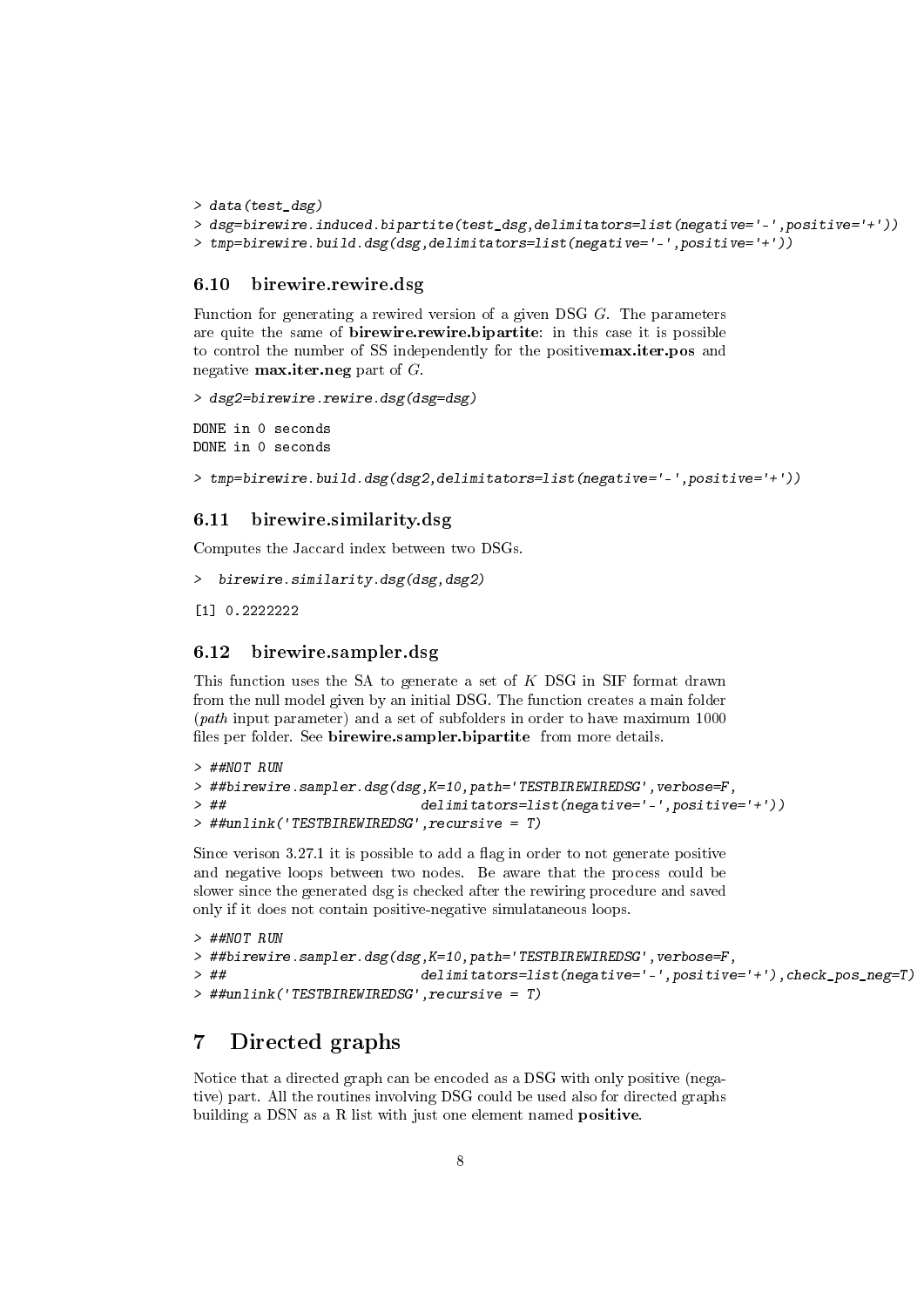```
> data(test_dsg)
> dsg=birewire.induced.bipartite(test_dsg,delimitators=list(negative='-',positive='+'))
> tmp=birewire.build.dsg(dsg,delimitators=list(negative='-',positive='+'))
```

### 6.10 birewire.rewire.dsg

Function for generating a rewired version of a given DSG $G$. The parameters are quite the same of **birewire.rewire.bipartite**: in this case it is possible to control the number of SS independently for the positive**max.iter.pos** and negative **max.iter.neg** part of $G$.

```
> dsg2=birewire.rewire.dsg(dsg=dsg)
```

```
DONE in 0 seconds
DONE in 0 seconds
```

```
> tmp=birewire.build.dsg(dsg2,delimitators=list(negative='-',positive='+'))
```

### 6.11 birewire.similarity.dsg

Computes the Jaccard index between two DSGs.

```
>  birewire.similarity.dsg(dsg,dsg2)
```

```
[1] 0.2222222
```

### 6.12 birewire.sampler.dsg

This function uses the SA to generate a set of $K$ DSG in SIF format drawn from the null model given by an initial DSG. The function creates a main folder (*path* input parameter) and a set of subfolders in order to have maximum 1000 files per folder. See **birewire.sampler.bipartite** from more details.

```
> ##NOT RUN
> ##birewire.sampler.dsg(dsg,K=10,path='TESTBIREWIREDSG',verbose=F,
> ##                          delimitators=list(negative='-',positive='+'))
> ##unlink('TESTBIREWIREDSG',recursive = T)
```

Since verison 3.27.1 it is possible to add a flag in order to not generate positive and negative loops between two nodes. Be aware that the process could be slower since the generated dsg is checked after the rewiring procedure and saved only if it does not contain positive-negative simulataneous loops.

```
> ##NOT RUN
> ##birewire.sampler.dsg(dsg,K=10,path='TESTBIREWIREDSG',verbose=F,
> ##                          delimitators=list(negative='-',positive='+'),check_pos_neg=T)
> ##unlink('TESTBIREWIREDSG',recursive = T)
```

## 7 Directed graphs

Notice that a directed graph can be encoded as a DSG with only positive (negative) part. All the routines involving DSG could be used also for directed graphs building a DSN as a R list with just one element named **positive**.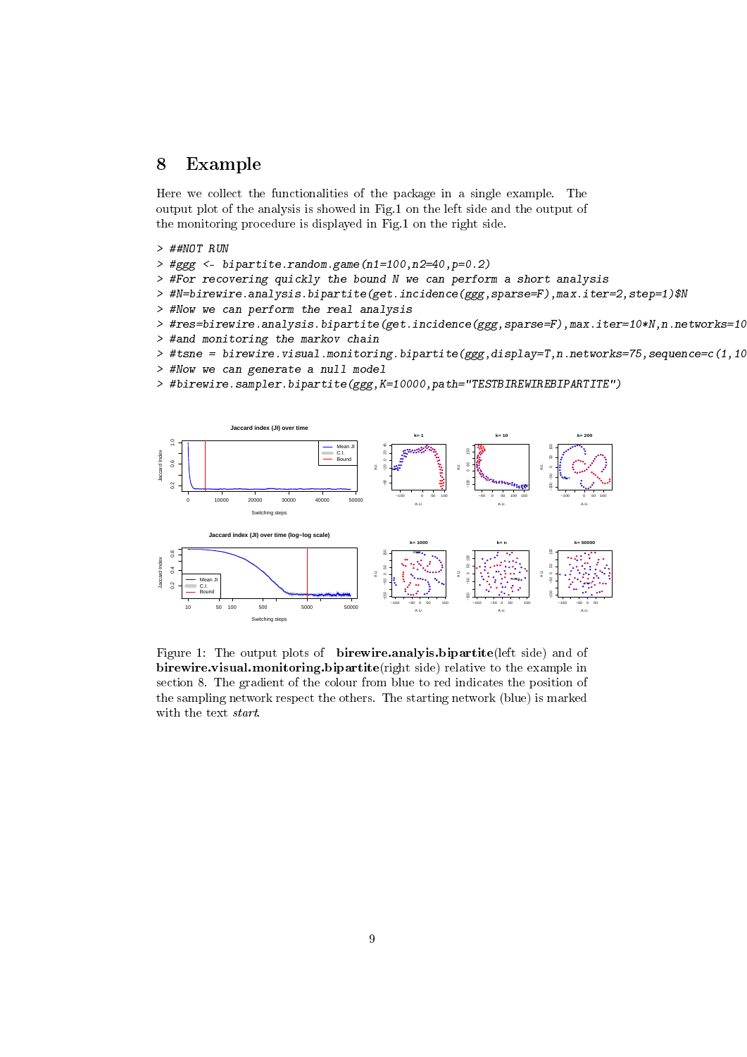## 8 Example

Here we collect the functionalities of the package in a single example. The output plot of the analysis is showed in Fig.1 on the left side and the output of the monitoring procedure is displayed in Fig.1 on the right side.

```
> ##NOT RUN
> #ggg <- bipartite.random.game(n1=100,n2=40,p=0.2)
> #For recovering quickly the bound N we can perform a short analysis
> #N=birewire.analysis.bipartite(get.incidence(ggg,sparse=F),max.iter=2,step=1)$N
> #Now we can perform the real analysis
> #res=birewire.analysis.bipartite(get.incidence(ggg,sparse=F),max.iter=10*N,n.networks=10
> #and monitoring the markov chain
> #tsne = birewire.visual.monitoring.bipartite(ggg,display=T,n.networks=75,sequence=c(1,10
> #Now we can generate a null model
> #birewire.sampler.bipartite(ggg,K=10000,path="TESTBIREWIREBIPARTITE")
```

Figure 1: The output plots of **birewire.analyis.bipartite**(left side) and of **birewire.visual.monitoring.bipartite**(right side) relative to the example in section 8. The gradient of the colour from blue to red indicates the position of the sampling network respect the others. The starting network (blue) is marked with the text *start*.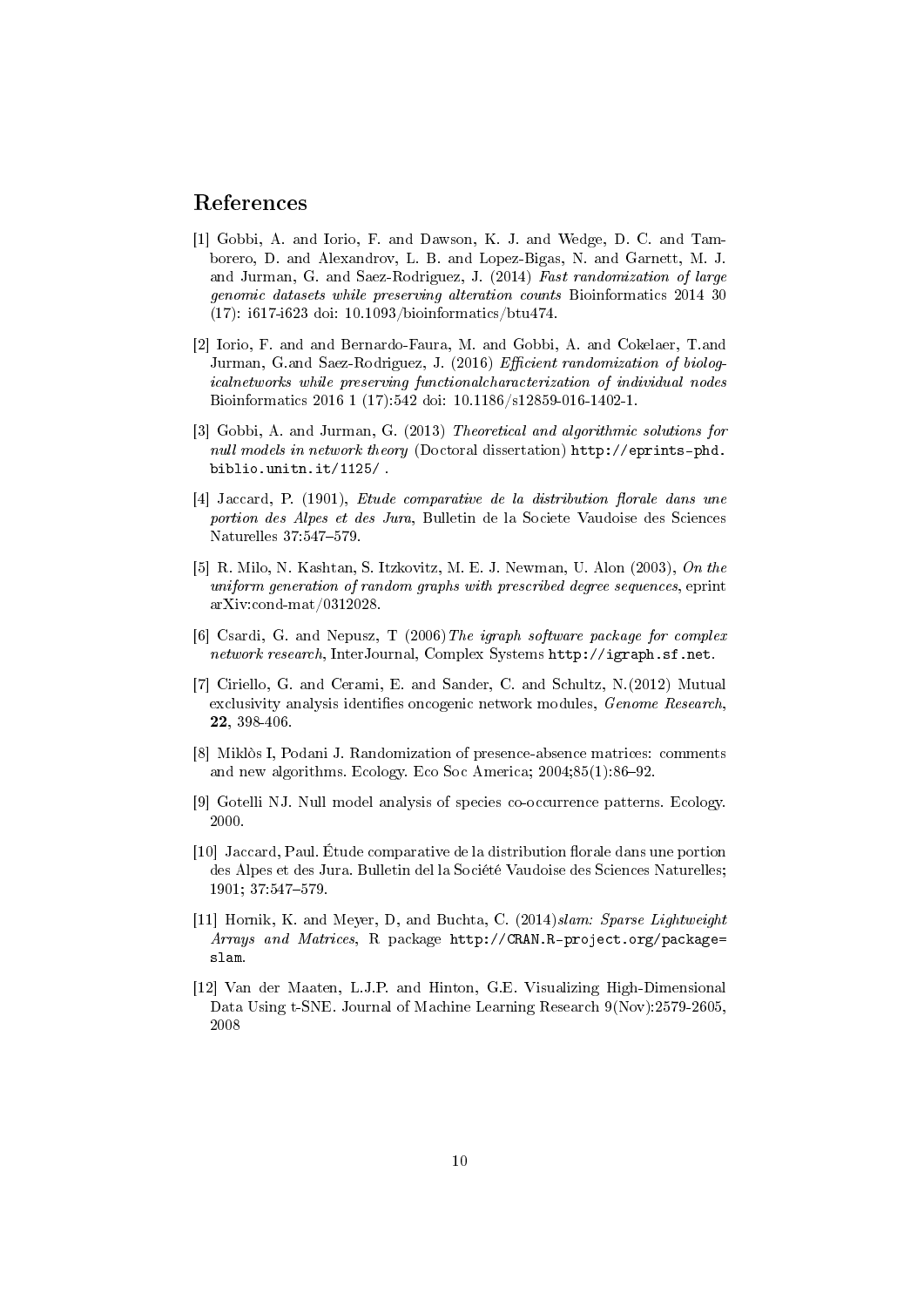# References

[1] Gobbi, A. and Iorio, F. and Dawson, K. J. and Wedge, D. C. and Tamborero, D. and Alexandrov, L. B. and Lopez-Bigas, N. and Garnett, M. J. and Jurman, G. and Saez-Rodriguez, J. (2014) *Fast randomization of large genomic datasets while preserving alteration counts* Bioinformatics 2014 30 (17): i617-i623 doi: 10.1093/bioinformatics/btu474.

[2] Iorio, F. and and Bernardo-Faura, M. and Gobbi, A. and Cokelaer, T.and Jurman, G.and Saez-Rodriguez, J. (2016) *Efficient randomization of biologicalnetworks while preserving functionalcharacterization of individual nodes* Bioinformatics 2016 1 (17):542 doi: 10.1186/s12859-016-1402-1.

[3] Gobbi, A. and Jurman, G. (2013) *Theoretical and algorithmic solutions for null models in network theory* (Doctoral dissertation) `http://eprints-phd.biblio.unitn.it/1125/` .

[4] Jaccard, P. (1901), *Etude comparative de la distribution florale dans une portion des Alpes et des Jura*, Bulletin de la Societe Vaudoise des Sciences Naturelles 37:547–579.

[5] R. Milo, N. Kashtan, S. Itzkovitz, M. E. J. Newman, U. Alon (2003), *On the uniform generation of random graphs with prescribed degree sequences*, eprint arXiv:cond-mat/0312028.

[6] Csardi, G. and Nepusz, T (2006)*The igraph software package for complex network research*, InterJournal, Complex Systems `http://igraph.sf.net`.

[7] Ciriello, G. and Cerami, E. and Sander, C. and Schultz, N.(2012) Mutual exclusivity analysis identifies oncogenic network modules, *Genome Research*, **22**, 398-406.

[8] Miklòs I, Podani J. Randomization of presence-absence matrices: comments and new algorithms. Ecology. Eco Soc America; 2004;85(1):86–92.

[9] Gotelli NJ. Null model analysis of species co-occurrence patterns. Ecology. 2000.

[10] Jaccard, Paul. Étude comparative de la distribution florale dans une portion des Alpes et des Jura. Bulletin del la Société Vaudoise des Sciences Naturelles; 1901; 37:547–579.

[11] Hornik, K. and Meyer, D, and Buchta, C. (2014)*slam: Sparse Lightweight Arrays and Matrices*, R package `http://CRAN.R-project.org/package=slam`.

[12] Van der Maaten, L.J.P. and Hinton, G.E. Visualizing High-Dimensional Data Using t-SNE. Journal of Machine Learning Research 9(Nov):2579-2605, 2008